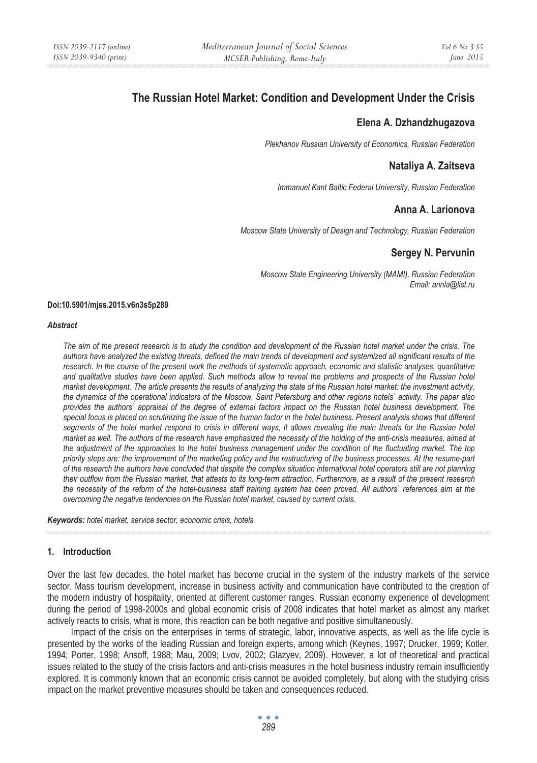# The Russian Hotel Market: Condition and Development Under the Crisis

## Elena A. Dzhandzhugazova

*Plekhanov Russian University of Economics, Russian Federation*

## Nataliya A. Zaitseva

*Immanuel Kant Baltic Federal University, Russian Federation*

## Anna A. Larionova

*Moscow State University of Design and Technology, Russian Federation*

## Sergey N. Pervunin

*Moscow State Engineering University (MAMI), Russian Federation*
*Email: annla@list.ru*

**Doi:10.5901/mjss.2015.v6n3s5p289**

***Abstract***

*The aim of the present research is to study the condition and development of the Russian hotel market under the crisis. The authors have analyzed the existing threats, defined the main trends of development and systemized all significant results of the research. In the course of the present work the methods of systematic approach, economic and statistic analyses, quantitative and qualitative studies have been applied. Such methods allow to reveal the problems and prospects of the Russian hotel market development. The article presents the results of analyzing the state of the Russian hotel market: the investment activity, the dynamics of the operational indicators of the Moscow, Saint Petersburg and other regions hotels` activity. The paper also provides the authors` appraisal of the degree of external factors impact on the Russian hotel business development. The special focus is placed on scrutinizing the issue of the human factor in the hotel business. Present analysis shows that different segments of the hotel market respond to crisis in different ways, it allows revealing the main threats for the Russian hotel market as well. The authors of the research have emphasized the necessity of the holding of the anti-crisis measures, aimed at the adjustment of the approaches to the hotel business management under the condition of the fluctuating market. The top priority steps are: the improvement of the marketing policy and the restructuring of the business processes. At the resume-part of the research the authors have concluded that despite the complex situation international hotel operators still are not planning their outflow from the Russian market, that attests to its long-term attraction. Furthermore, as a result of the present research the necessity of the reform of the hotel-business staff training system has been proved. All authors` references aim at the overcoming the negative tendencies on the Russian hotel market, caused by current crisis.*

***Keywords:*** *hotel market, service sector, economic crisis, hotels*

## 1. Introduction

Over the last few decades, the hotel market has become crucial in the system of the industry markets of the service sector. Mass tourism development, increase in business activity and communication have contributed to the creation of the modern industry of hospitality, oriented at different customer ranges. Russian economy experience of development during the period of 1998-2000s and global economic crisis of 2008 indicates that hotel market as almost any market actively reacts to crisis, what is more, this reaction can be both negative and positive simultaneously.

Impact of the crisis on the enterprises in terms of strategic, labor, innovative aspects, as well as the life cycle is presented by the works of the leading Russian and foreign experts, among which (Keynes, 1997; Drucker, 1999; Kotler, 1994; Porter, 1998; Ansoff, 1988; Mau, 2009; Lvov, 2002; Glazyev, 2009). However, a lot of theoretical and practical issues related to the study of the crisis factors and anti-crisis measures in the hotel business industry remain insufficiently explored. It is commonly known that an economic crisis cannot be avoided completely, but along with the studying crisis impact on the market preventive measures should be taken and consequences reduced.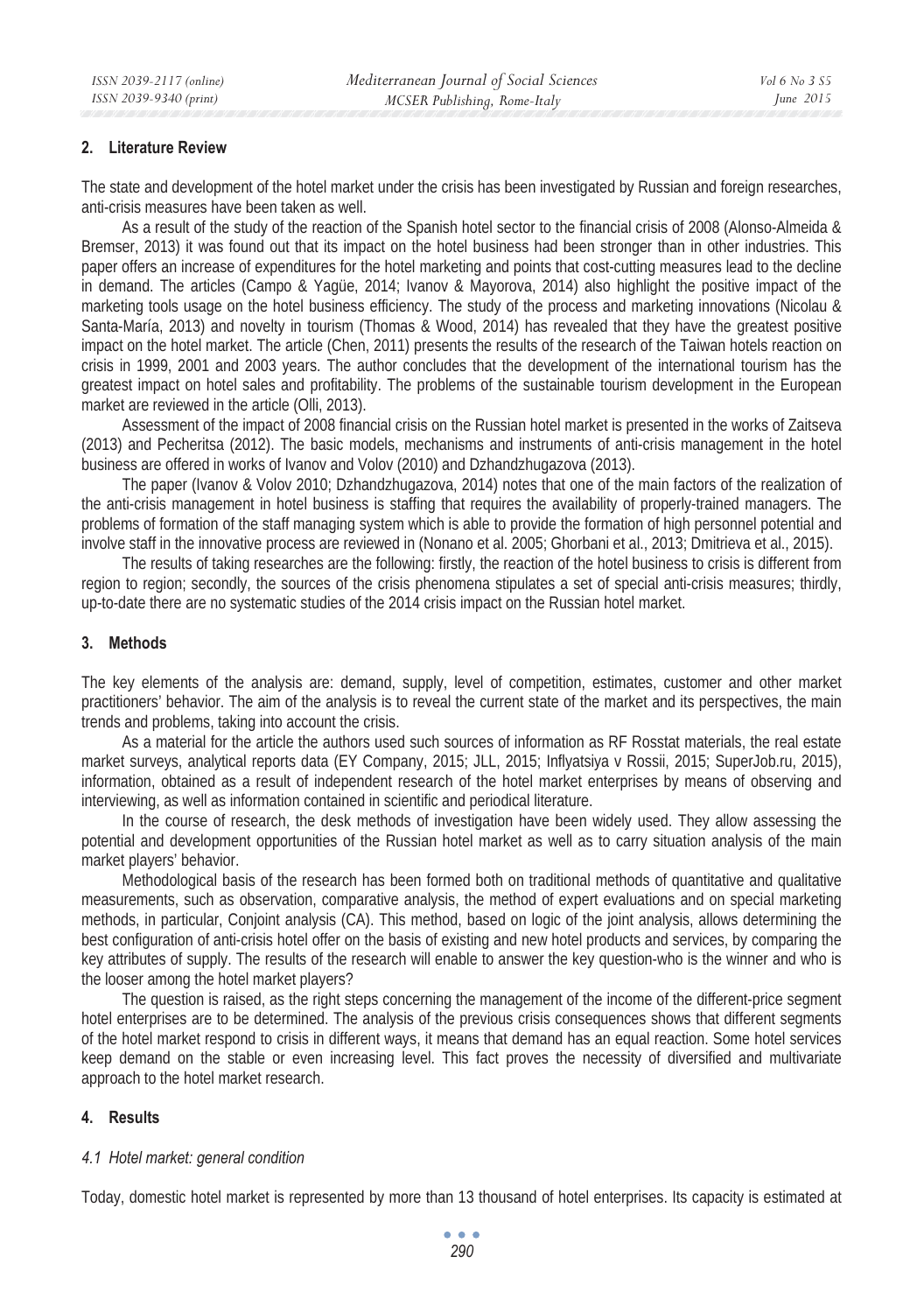## 2. Literature Review

The state and development of the hotel market under the crisis has been investigated by Russian and foreign researches, anti-crisis measures have been taken as well.

As a result of the study of the reaction of the Spanish hotel sector to the financial crisis of 2008 (Alonso-Almeida & Bremser, 2013) it was found out that its impact on the hotel business had been stronger than in other industries. This paper offers an increase of expenditures for the hotel marketing and points that cost-cutting measures lead to the decline in demand. The articles (Campo & Yagüe, 2014; Ivanov & Mayorova, 2014) also highlight the positive impact of the marketing tools usage on the hotel business efficiency. The study of the process and marketing innovations (Nicolau & Santa-María, 2013) and novelty in tourism (Thomas & Wood, 2014) has revealed that they have the greatest positive impact on the hotel market. The article (Chen, 2011) presents the results of the research of the Taiwan hotels reaction on crisis in 1999, 2001 and 2003 years. The author concludes that the development of the international tourism has the greatest impact on hotel sales and profitability. The problems of the sustainable tourism development in the European market are reviewed in the article (Olli, 2013).

Assessment of the impact of 2008 financial crisis on the Russian hotel market is presented in the works of Zaitseva (2013) and Pecheritsa (2012). The basic models, mechanisms and instruments of anti-crisis management in the hotel business are offered in works of Ivanov and Volov (2010) and Dzhandzhugazova (2013).

The paper (Ivanov & Volov 2010; Dzhandzhugazova, 2014) notes that one of the main factors of the realization of the anti-crisis management in hotel business is staffing that requires the availability of properly-trained managers. The problems of formation of the staff managing system which is able to provide the formation of high personnel potential and involve staff in the innovative process are reviewed in (Nonano et al. 2005; Ghorbani et al., 2013; Dmitrieva et al., 2015).

The results of taking researches are the following: firstly, the reaction of the hotel business to crisis is different from region to region; secondly, the sources of the crisis phenomena stipulates a set of special anti-crisis measures; thirdly, up-to-date there are no systematic studies of the 2014 crisis impact on the Russian hotel market.

## 3. Methods

The key elements of the analysis are: demand, supply, level of competition, estimates, customer and other market practitioners' behavior. The aim of the analysis is to reveal the current state of the market and its perspectives, the main trends and problems, taking into account the crisis.

As a material for the article the authors used such sources of information as RF Rosstat materials, the real estate market surveys, analytical reports data (EY Company, 2015; JLL, 2015; Inflyatsiya v Rossii, 2015; SuperJob.ru, 2015), information, obtained as a result of independent research of the hotel market enterprises by means of observing and interviewing, as well as information contained in scientific and periodical literature.

In the course of research, the desk methods of investigation have been widely used. They allow assessing the potential and development opportunities of the Russian hotel market as well as to carry situation analysis of the main market players' behavior.

Methodological basis of the research has been formed both on traditional methods of quantitative and qualitative measurements, such as observation, comparative analysis, the method of expert evaluations and on special marketing methods, in particular, Conjoint analysis (CA). This method, based on logic of the joint analysis, allows determining the best configuration of anti-crisis hotel offer on the basis of existing and new hotel products and services, by comparing the key attributes of supply. The results of the research will enable to answer the key question-who is the winner and who is the looser among the hotel market players?

The question is raised, as the right steps concerning the management of the income of the different-price segment hotel enterprises are to be determined. The analysis of the previous crisis consequences shows that different segments of the hotel market respond to crisis in different ways, it means that demand has an equal reaction. Some hotel services keep demand on the stable or even increasing level. This fact proves the necessity of diversified and multivariate approach to the hotel market research.

## 4. Results

### *4.1 Hotel market: general condition*

Today, domestic hotel market is represented by more than 13 thousand of hotel enterprises. Its capacity is estimated at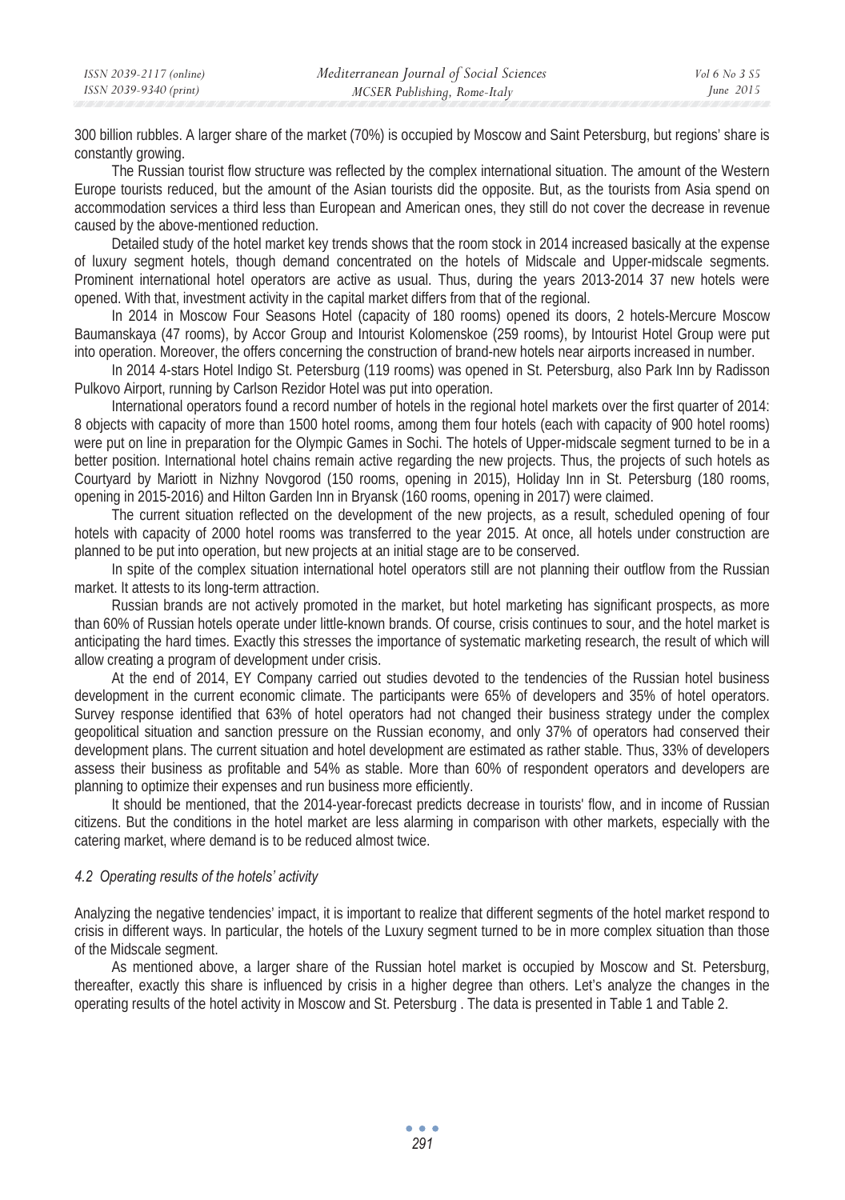300 billion rubbles. A larger share of the market (70%) is occupied by Moscow and Saint Petersburg, but regions' share is constantly growing.

The Russian tourist flow structure was reflected by the complex international situation. The amount of the Western Europe tourists reduced, but the amount of the Asian tourists did the opposite. But, as the tourists from Asia spend on accommodation services a third less than European and American ones, they still do not cover the decrease in revenue caused by the above-mentioned reduction.

Detailed study of the hotel market key trends shows that the room stock in 2014 increased basically at the expense of luxury segment hotels, though demand concentrated on the hotels of Midscale and Upper-midscale segments. Prominent international hotel operators are active as usual. Thus, during the years 2013-2014 37 new hotels were opened. With that, investment activity in the capital market differs from that of the regional.

In 2014 in Moscow Four Seasons Hotel (capacity of 180 rooms) opened its doors, 2 hotels-Mercure Moscow Baumanskaya (47 rooms), by Accor Group and Intourist Kolomenskoe (259 rooms), by Intourist Hotel Group were put into operation. Moreover, the offers concerning the construction of brand-new hotels near airports increased in number.

In 2014 4-stars Hotel Indigo St. Petersburg (119 rooms) was opened in St. Petersburg, also Park Inn by Radisson Pulkovo Airport, running by Carlson Rezidor Hotel was put into operation.

International operators found a record number of hotels in the regional hotel markets over the first quarter of 2014: 8 objects with capacity of more than 1500 hotel rooms, among them four hotels (each with capacity of 900 hotel rooms) were put on line in preparation for the Olympic Games in Sochi. The hotels of Upper-midscale segment turned to be in a better position. International hotel chains remain active regarding the new projects. Thus, the projects of such hotels as Courtyard by Mariott in Nizhny Novgorod (150 rooms, opening in 2015), Holiday Inn in St. Petersburg (180 rooms, opening in 2015-2016) and Hilton Garden Inn in Bryansk (160 rooms, opening in 2017) were claimed.

The current situation reflected on the development of the new projects, as a result, scheduled opening of four hotels with capacity of 2000 hotel rooms was transferred to the year 2015. At once, all hotels under construction are planned to be put into operation, but new projects at an initial stage are to be conserved.

In spite of the complex situation international hotel operators still are not planning their outflow from the Russian market. It attests to its long-term attraction.

Russian brands are not actively promoted in the market, but hotel marketing has significant prospects, as more than 60% of Russian hotels operate under little-known brands. Of course, crisis continues to sour, and the hotel market is anticipating the hard times. Exactly this stresses the importance of systematic marketing research, the result of which will allow creating a program of development under crisis.

At the end of 2014, EY Company carried out studies devoted to the tendencies of the Russian hotel business development in the current economic climate. The participants were 65% of developers and 35% of hotel operators. Survey response identified that 63% of hotel operators had not changed their business strategy under the complex geopolitical situation and sanction pressure on the Russian economy, and only 37% of operators had conserved their development plans. The current situation and hotel development are estimated as rather stable. Thus, 33% of developers assess their business as profitable and 54% as stable. More than 60% of respondent operators and developers are planning to optimize their expenses and run business more efficiently.

It should be mentioned, that the 2014-year-forecast predicts decrease in tourists' flow, and in income of Russian citizens. But the conditions in the hotel market are less alarming in comparison with other markets, especially with the catering market, where demand is to be reduced almost twice.

### *4.2 Operating results of the hotels' activity*

Analyzing the negative tendencies' impact, it is important to realize that different segments of the hotel market respond to crisis in different ways. In particular, the hotels of the Luxury segment turned to be in more complex situation than those of the Midscale segment.

As mentioned above, a larger share of the Russian hotel market is occupied by Moscow and St. Petersburg, thereafter, exactly this share is influenced by crisis in a higher degree than others. Let's analyze the changes in the operating results of the hotel activity in Moscow and St. Petersburg . The data is presented in Table 1 and Table 2.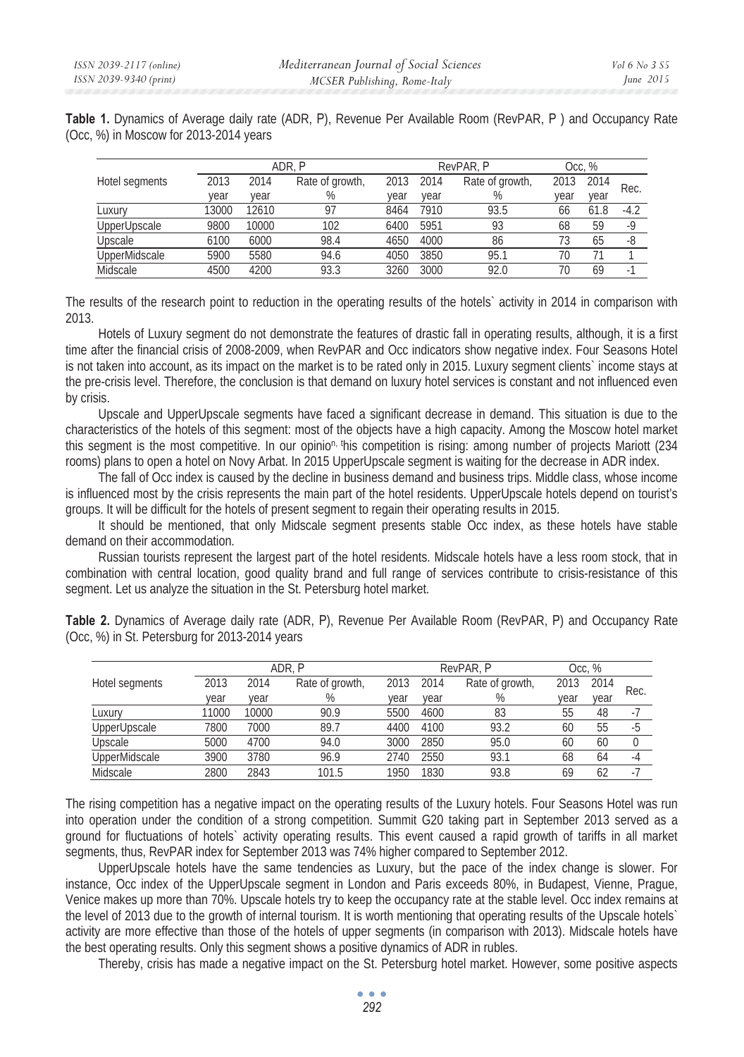**Table 1.** Dynamics of Average daily rate (ADR, P), Revenue Per Available Room (RevPAR, P ) and Occupancy Rate (Occ, %) in Moscow for 2013-2014 years

| Hotel segments | ADR, P | | | RevPAR, P | | | Occ, % | | |
|---|---|---|---|---|---|---|---|---|---|
| | 2013 year | 2014 year | Rate of growth, % | 2013 year | 2014 year | Rate of growth, % | 2013 year | 2014 year | Rec. |
| Luxury | 13000 | 12610 | 97 | 8464 | 7910 | 93.5 | 66 | 61.8 | -4.2 |
| UpperUpscale | 9800 | 10000 | 102 | 6400 | 5951 | 93 | 68 | 59 | -9 |
| Upscale | 6100 | 6000 | 98.4 | 4650 | 4000 | 86 | 73 | 65 | -8 |
| UpperMidscale | 5900 | 5580 | 94.6 | 4050 | 3850 | 95.1 | 70 | 71 | 1 |
| Midscale | 4500 | 4200 | 93.3 | 3260 | 3000 | 92.0 | 70 | 69 | -1 |

The results of the research point to reduction in the operating results of the hotels` activity in 2014 in comparison with 2013.

Hotels of Luxury segment do not demonstrate the features of drastic fall in operating results, although, it is a first time after the financial crisis of 2008-2009, when RevPAR and Occ indicators show negative index. Four Seasons Hotel is not taken into account, as its impact on the market is to be rated only in 2015. Luxury segment clients` income stays at the pre-crisis level. Therefore, the conclusion is that demand on luxury hotel services is constant and not influenced even by crisis.

Upscale and UpperUpscale segments have faced a significant decrease in demand. This situation is due to the characteristics of the hotels of this segment: most of the objects have a high capacity. Among the Moscow hotel market this segment is the most competitive. In our opinion, this competition is rising: among number of projects Mariott (234 rooms) plans to open a hotel on Novy Arbat. In 2015 UpperUpscale segment is waiting for the decrease in ADR index.

The fall of Occ index is caused by the decline in business demand and business trips. Middle class, whose income is influenced most by the crisis represents the main part of the hotel residents. UpperUpscale hotels depend on tourist's groups. It will be difficult for the hotels of present segment to regain their operating results in 2015.

It should be mentioned, that only Midscale segment presents stable Occ index, as these hotels have stable demand on their accommodation.

Russian tourists represent the largest part of the hotel residents. Midscale hotels have a less room stock, that in combination with central location, good quality brand and full range of services contribute to crisis-resistance of this segment. Let us analyze the situation in the St. Petersburg hotel market.

**Table 2.** Dynamics of Average daily rate (ADR, P), Revenue Per Available Room (RevPAR, P) and Occupancy Rate (Occ, %) in St. Petersburg for 2013-2014 years

| Hotel segments | ADR, P | | | RevPAR, P | | | Occ, % | | |
|---|---|---|---|---|---|---|---|---|---|
| | 2013 year | 2014 year | Rate of growth, % | 2013 year | 2014 year | Rate of growth, % | 2013 year | 2014 year | Rec. |
| Luxury | 11000 | 10000 | 90.9 | 5500 | 4600 | 83 | 55 | 48 | -7 |
| UpperUpscale | 7800 | 7000 | 89.7 | 4400 | 4100 | 93.2 | 60 | 55 | -5 |
| Upscale | 5000 | 4700 | 94.0 | 3000 | 2850 | 95.0 | 60 | 60 | 0 |
| UpperMidscale | 3900 | 3780 | 96.9 | 2740 | 2550 | 93.1 | 68 | 64 | -4 |
| Midscale | 2800 | 2843 | 101.5 | 1950 | 1830 | 93.8 | 69 | 62 | -7 |

The rising competition has a negative impact on the operating results of the Luxury hotels. Four Seasons Hotel was run into operation under the condition of a strong competition. Summit G20 taking part in September 2013 served as a ground for fluctuations of hotels` activity operating results. This event caused a rapid growth of tariffs in all market segments, thus, RevPAR index for September 2013 was 74% higher compared to September 2012.

UpperUpscale hotels have the same tendencies as Luxury, but the pace of the index change is slower. For instance, Occ index of the UpperUpscale segment in London and Paris exceeds 80%, in Budapest, Vienne, Prague, Venice makes up more than 70%. Upscale hotels try to keep the occupancy rate at the stable level. Occ index remains at the level of 2013 due to the growth of internal tourism. It is worth mentioning that operating results of the Upscale hotels` activity are more effective than those of the hotels of upper segments (in comparison with 2013). Midscale hotels have the best operating results. Only this segment shows a positive dynamics of ADR in rubles.

Thereby, crisis has made a negative impact on the St. Petersburg hotel market. However, some positive aspects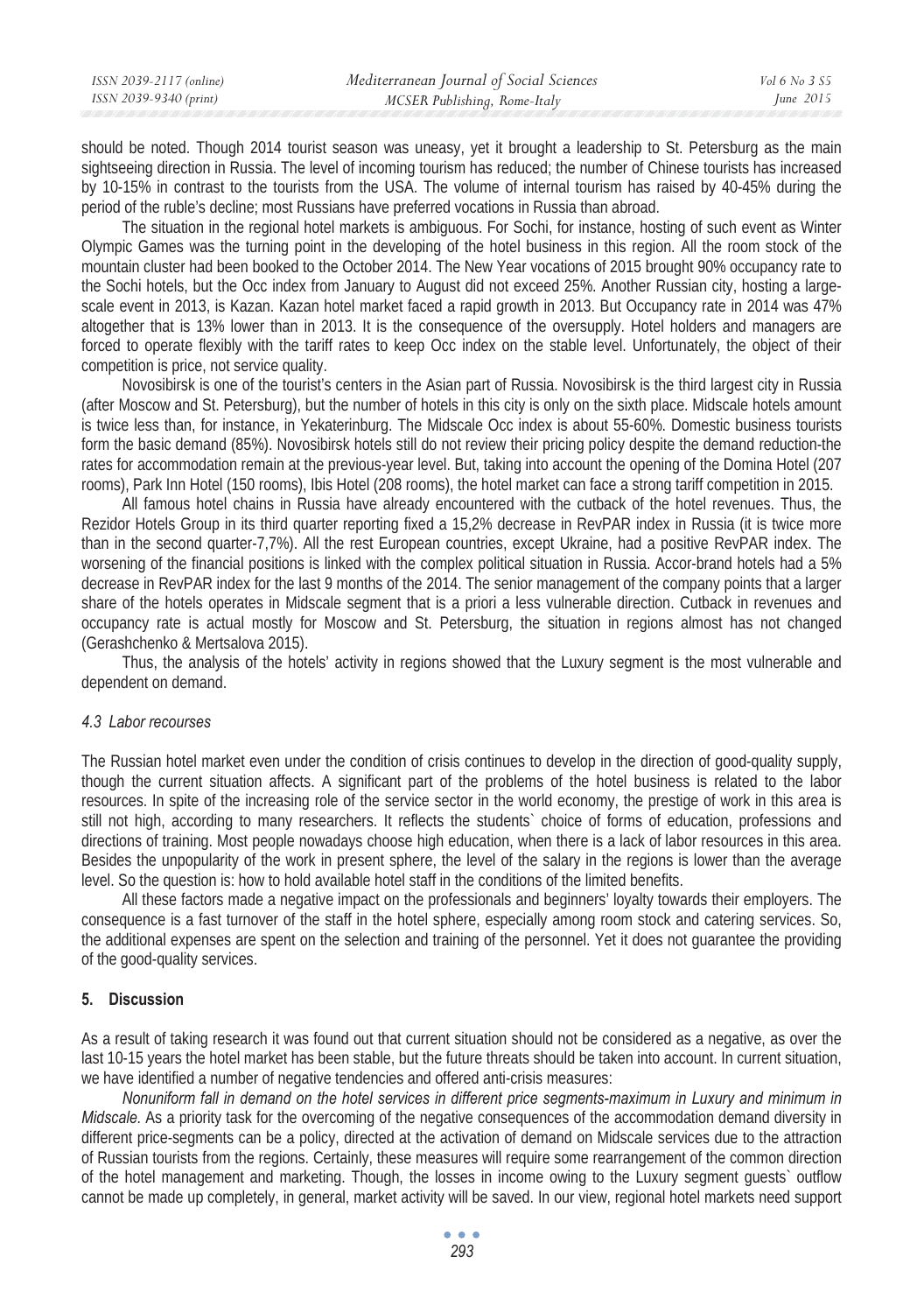should be noted. Though 2014 tourist season was uneasy, yet it brought a leadership to St. Petersburg as the main sightseeing direction in Russia. The level of incoming tourism has reduced; the number of Chinese tourists has increased by 10-15% in contrast to the tourists from the USA. The volume of internal tourism has raised by 40-45% during the period of the ruble's decline; most Russians have preferred vocations in Russia than abroad.

The situation in the regional hotel markets is ambiguous. For Sochi, for instance, hosting of such event as Winter Olympic Games was the turning point in the developing of the hotel business in this region. All the room stock of the mountain cluster had been booked to the October 2014. The New Year vocations of 2015 brought 90% occupancy rate to the Sochi hotels, but the Occ index from January to August did not exceed 25%. Another Russian city, hosting a large-scale event in 2013, is Kazan. Kazan hotel market faced a rapid growth in 2013. But Occupancy rate in 2014 was 47% altogether that is 13% lower than in 2013. It is the consequence of the oversupply. Hotel holders and managers are forced to operate flexibly with the tariff rates to keep Occ index on the stable level. Unfortunately, the object of their competition is price, not service quality.

Novosibirsk is one of the tourist's centers in the Asian part of Russia. Novosibirsk is the third largest city in Russia (after Moscow and St. Petersburg), but the number of hotels in this city is only on the sixth place. Midscale hotels amount is twice less than, for instance, in Yekaterinburg. The Midscale Occ index is about 55-60%. Domestic business tourists form the basic demand (85%). Novosibirsk hotels still do not review their pricing policy despite the demand reduction-the rates for accommodation remain at the previous-year level. But, taking into account the opening of the Domina Hotel (207 rooms), Park Inn Hotel (150 rooms), Ibis Hotel (208 rooms), the hotel market can face a strong tariff competition in 2015.

All famous hotel chains in Russia have already encountered with the cutback of the hotel revenues. Thus, the Rezidor Hotels Group in its third quarter reporting fixed a 15,2% decrease in RevPAR index in Russia (it is twice more than in the second quarter-7,7%). All the rest European countries, except Ukraine, had a positive RevPAR index. The worsening of the financial positions is linked with the complex political situation in Russia. Accor-brand hotels had a 5% decrease in RevPAR index for the last 9 months of the 2014. The senior management of the company points that a larger share of the hotels operates in Midscale segment that is a priori a less vulnerable direction. Cutback in revenues and occupancy rate is actual mostly for Moscow and St. Petersburg, the situation in regions almost has not changed (Gerashchenko & Mertsalova 2015).

Thus, the analysis of the hotels' activity in regions showed that the Luxury segment is the most vulnerable and dependent on demand.

### *4.3 Labor recourses*

The Russian hotel market even under the condition of crisis continues to develop in the direction of good-quality supply, though the current situation affects. A significant part of the problems of the hotel business is related to the labor resources. In spite of the increasing role of the service sector in the world economy, the prestige of work in this area is still not high, according to many researchers. It reflects the students` choice of forms of education, professions and directions of training. Most people nowadays choose high education, when there is a lack of labor resources in this area. Besides the unpopularity of the work in present sphere, the level of the salary in the regions is lower than the average level. So the question is: how to hold available hotel staff in the conditions of the limited benefits.

All these factors made a negative impact on the professionals and beginners' loyalty towards their employers. The consequence is a fast turnover of the staff in the hotel sphere, especially among room stock and catering services. So, the additional expenses are spent on the selection and training of the personnel. Yet it does not guarantee the providing of the good-quality services.

## 5. Discussion

As a result of taking research it was found out that current situation should not be considered as a negative, as over the last 10-15 years the hotel market has been stable, but the future threats should be taken into account. In current situation, we have identified a number of negative tendencies and offered anti-crisis measures:

*Nonuniform fall in demand on the hotel services in different price segments-maximum in Luxury and minimum in Midscale.* As a priority task for the overcoming of the negative consequences of the accommodation demand diversity in different price-segments can be a policy, directed at the activation of demand on Midscale services due to the attraction of Russian tourists from the regions. Certainly, these measures will require some rearrangement of the common direction of the hotel management and marketing. Though, the losses in income owing to the Luxury segment guests` outflow cannot be made up completely, in general, market activity will be saved. In our view, regional hotel markets need support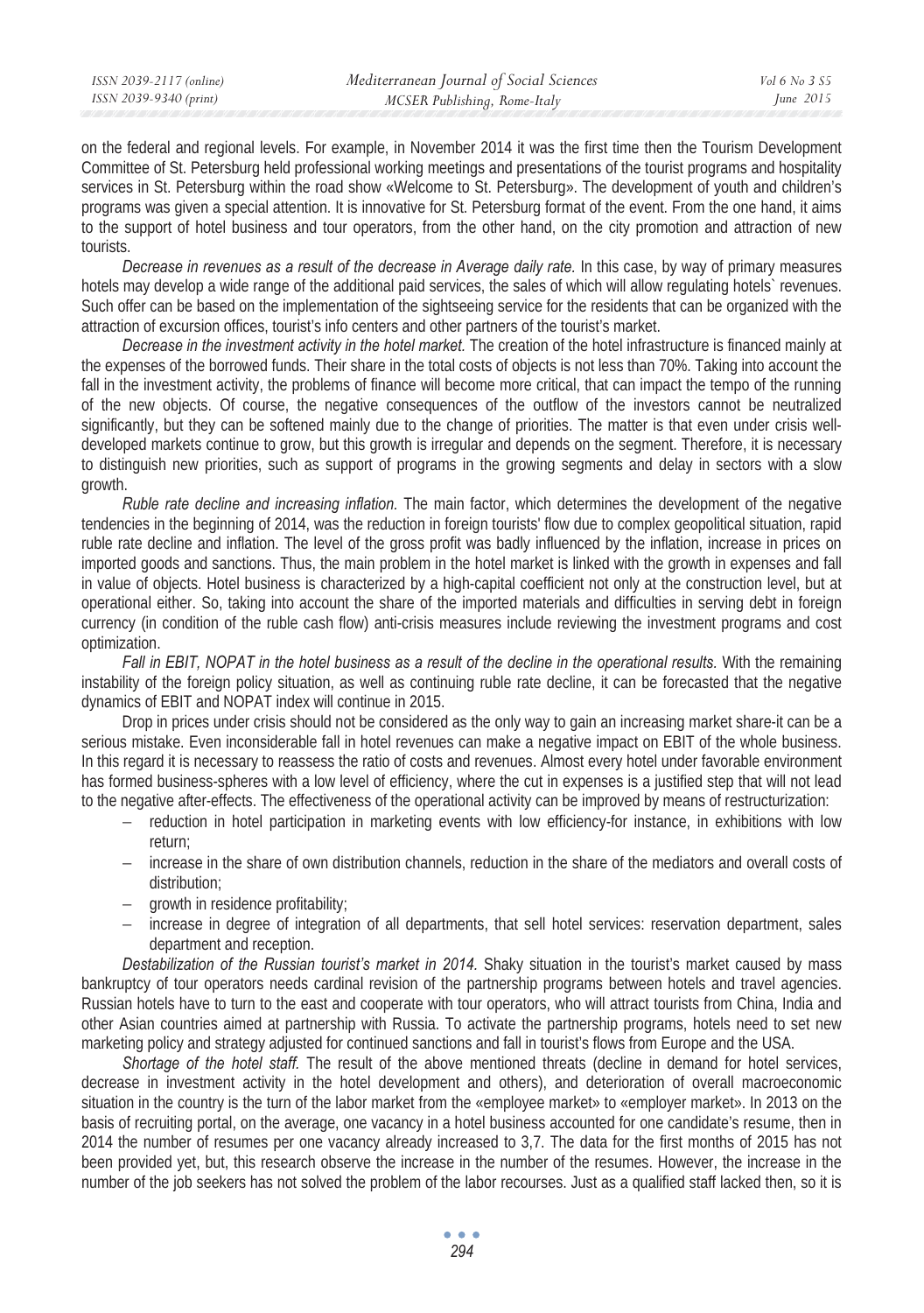on the federal and regional levels. For example, in November 2014 it was the first time then the Tourism Development Committee of St. Petersburg held professional working meetings and presentations of the tourist programs and hospitality services in St. Petersburg within the road show «Welcome to St. Petersburg». The development of youth and children's programs was given a special attention. It is innovative for St. Petersburg format of the event. From the one hand, it aims to the support of hotel business and tour operators, from the other hand, on the city promotion and attraction of new tourists.

*Decrease in revenues as a result of the decrease in Average daily rate.* In this case, by way of primary measures hotels may develop a wide range of the additional paid services, the sales of which will allow regulating hotels` revenues. Such offer can be based on the implementation of the sightseeing service for the residents that can be organized with the attraction of excursion offices, tourist's info centers and other partners of the tourist's market.

*Decrease in the investment activity in the hotel market.* The creation of the hotel infrastructure is financed mainly at the expenses of the borrowed funds. Their share in the total costs of objects is not less than 70%. Taking into account the fall in the investment activity, the problems of finance will become more critical, that can impact the tempo of the running of the new objects. Of course, the negative consequences of the outflow of the investors cannot be neutralized significantly, but they can be softened mainly due to the change of priorities. The matter is that even under crisis well-developed markets continue to grow, but this growth is irregular and depends on the segment. Therefore, it is necessary to distinguish new priorities, such as support of programs in the growing segments and delay in sectors with a slow growth.

*Ruble rate decline and increasing inflation.* The main factor, which determines the development of the negative tendencies in the beginning of 2014, was the reduction in foreign tourists' flow due to complex geopolitical situation, rapid ruble rate decline and inflation. The level of the gross profit was badly influenced by the inflation, increase in prices on imported goods and sanctions. Thus, the main problem in the hotel market is linked with the growth in expenses and fall in value of objects. Hotel business is characterized by a high-capital coefficient not only at the construction level, but at operational either. So, taking into account the share of the imported materials and difficulties in serving debt in foreign currency (in condition of the ruble cash flow) anti-crisis measures include reviewing the investment programs and cost optimization.

*Fall in EBIT, NOPAT in the hotel business as a result of the decline in the operational results.* With the remaining instability of the foreign policy situation, as well as continuing ruble rate decline, it can be forecasted that the negative dynamics of EBIT and NOPAT index will continue in 2015.

Drop in prices under crisis should not be considered as the only way to gain an increasing market share-it can be a serious mistake. Even inconsiderable fall in hotel revenues can make a negative impact on EBIT of the whole business. In this regard it is necessary to reassess the ratio of costs and revenues. Almost every hotel under favorable environment has formed business-spheres with a low level of efficiency, where the cut in expenses is a justified step that will not lead to the negative after-effects. The effectiveness of the operational activity can be improved by means of restructurization:

- reduction in hotel participation in marketing events with low efficiency-for instance, in exhibitions with low return;
- increase in the share of own distribution channels, reduction in the share of the mediators and overall costs of distribution;
- growth in residence profitability;
- increase in degree of integration of all departments, that sell hotel services: reservation department, sales department and reception.

*Destabilization of the Russian tourist's market in 2014.* Shaky situation in the tourist's market caused by mass bankruptcy of tour operators needs cardinal revision of the partnership programs between hotels and travel agencies. Russian hotels have to turn to the east and cooperate with tour operators, who will attract tourists from China, India and other Asian countries aimed at partnership with Russia. To activate the partnership programs, hotels need to set new marketing policy and strategy adjusted for continued sanctions and fall in tourist's flows from Europe and the USA.

*Shortage of the hotel staff.* The result of the above mentioned threats (decline in demand for hotel services, decrease in investment activity in the hotel development and others), and deterioration of overall macroeconomic situation in the country is the turn of the labor market from the «employee market» to «employer market». In 2013 on the basis of recruiting portal, on the average, one vacancy in a hotel business accounted for one candidate's resume, then in 2014 the number of resumes per one vacancy already increased to 3,7. The data for the first months of 2015 has not been provided yet, but, this research observe the increase in the number of the resumes. However, the increase in the number of the job seekers has not solved the problem of the labor recourses. Just as a qualified staff lacked then, so it is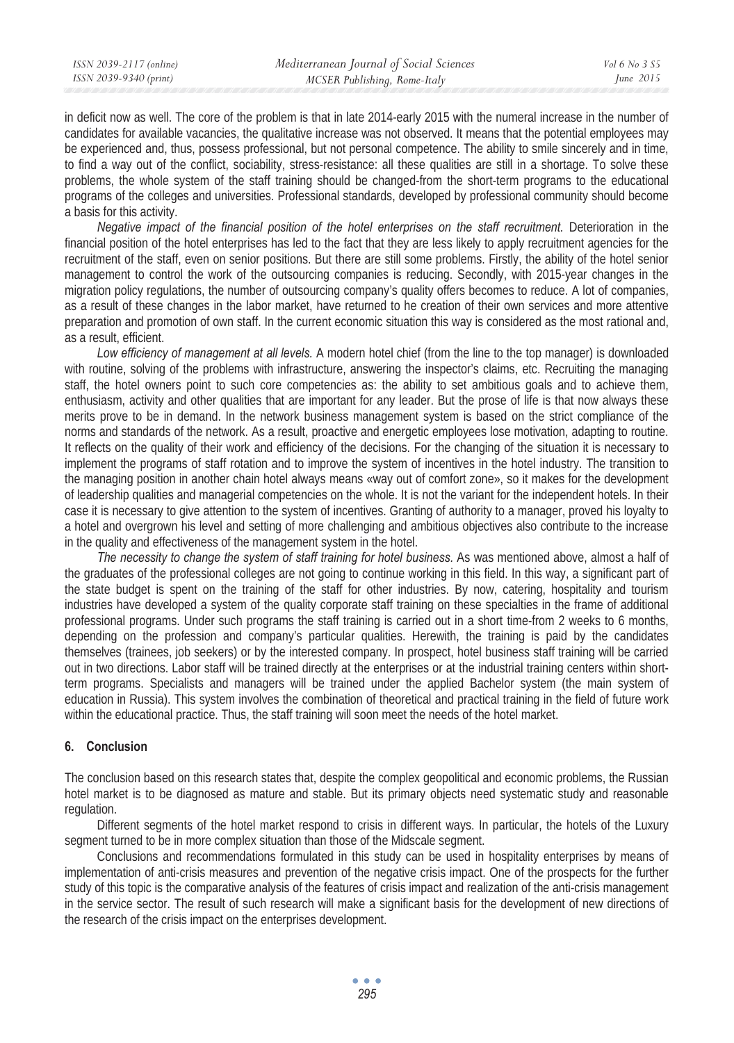in deficit now as well. The core of the problem is that in late 2014-early 2015 with the numeral increase in the number of candidates for available vacancies, the qualitative increase was not observed. It means that the potential employees may be experienced and, thus, possess professional, but not personal competence. The ability to smile sincerely and in time, to find a way out of the conflict, sociability, stress-resistance: all these qualities are still in a shortage. To solve these problems, the whole system of the staff training should be changed-from the short-term programs to the educational programs of the colleges and universities. Professional standards, developed by professional community should become a basis for this activity.

*Negative impact of the financial position of the hotel enterprises on the staff recruitment.* Deterioration in the financial position of the hotel enterprises has led to the fact that they are less likely to apply recruitment agencies for the recruitment of the staff, even on senior positions. But there are still some problems. Firstly, the ability of the hotel senior management to control the work of the outsourcing companies is reducing. Secondly, with 2015-year changes in the migration policy regulations, the number of outsourcing company's quality offers becomes to reduce. A lot of companies, as a result of these changes in the labor market, have returned to he creation of their own services and more attentive preparation and promotion of own staff. In the current economic situation this way is considered as the most rational and, as a result, efficient.

*Low efficiency of management at all levels.* A modern hotel chief (from the line to the top manager) is downloaded with routine, solving of the problems with infrastructure, answering the inspector's claims, etc. Recruiting the managing staff, the hotel owners point to such core competencies as: the ability to set ambitious goals and to achieve them, enthusiasm, activity and other qualities that are important for any leader. But the prose of life is that now always these merits prove to be in demand. In the network business management system is based on the strict compliance of the norms and standards of the network. As a result, proactive and energetic employees lose motivation, adapting to routine. It reflects on the quality of their work and efficiency of the decisions. For the changing of the situation it is necessary to implement the programs of staff rotation and to improve the system of incentives in the hotel industry. The transition to the managing position in another chain hotel always means «way out of comfort zone», so it makes for the development of leadership qualities and managerial competencies on the whole. It is not the variant for the independent hotels. In their case it is necessary to give attention to the system of incentives. Granting of authority to a manager, proved his loyalty to a hotel and overgrown his level and setting of more challenging and ambitious objectives also contribute to the increase in the quality and effectiveness of the management system in the hotel.

*The necessity to change the system of staff training for hotel business.* As was mentioned above, almost a half of the graduates of the professional colleges are not going to continue working in this field. In this way, a significant part of the state budget is spent on the training of the staff for other industries. By now, catering, hospitality and tourism industries have developed a system of the quality corporate staff training on these specialties in the frame of additional professional programs. Under such programs the staff training is carried out in a short time-from 2 weeks to 6 months, depending on the profession and company's particular qualities. Herewith, the training is paid by the candidates themselves (trainees, job seekers) or by the interested company. In prospect, hotel business staff training will be carried out in two directions. Labor staff will be trained directly at the enterprises or at the industrial training centers within short-term programs. Specialists and managers will be trained under the applied Bachelor system (the main system of education in Russia). This system involves the combination of theoretical and practical training in the field of future work within the educational practice. Thus, the staff training will soon meet the needs of the hotel market.

## 6. Conclusion

The conclusion based on this research states that, despite the complex geopolitical and economic problems, the Russian hotel market is to be diagnosed as mature and stable. But its primary objects need systematic study and reasonable regulation.

Different segments of the hotel market respond to crisis in different ways. In particular, the hotels of the Luxury segment turned to be in more complex situation than those of the Midscale segment.

Conclusions and recommendations formulated in this study can be used in hospitality enterprises by means of implementation of anti-crisis measures and prevention of the negative crisis impact. One of the prospects for the further study of this topic is the comparative analysis of the features of crisis impact and realization of the anti-crisis management in the service sector. The result of such research will make a significant basis for the development of new directions of the research of the crisis impact on the enterprises development.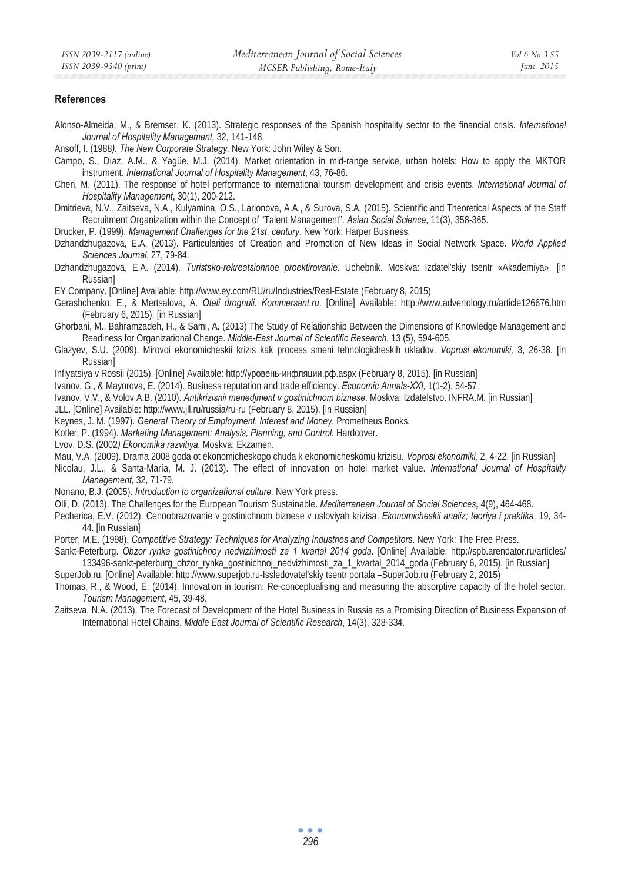## References

Alonso-Almeida, M., & Bremser, K. (2013). Strategic responses of the Spanish hospitality sector to the financial crisis. *International Journal of Hospitality Management,* 32, 141-148.

Ansoff, I. (1988*). The New Corporate Strategy.* New York: John Wiley & Son.

Campo, S., Díaz, A.M., & Yagüe, M.J. (2014). Market orientation in mid-range service, urban hotels: How to apply the MKTOR instrument. *International Journal of Hospitality Management*, 43, 76-86.

Chen, M. (2011). The response of hotel performance to international tourism development and crisis events. *International Journal of Hospitality Management*, 30(1), 200-212.

Dmitrieva, N.V., Zaitseva, N.A., Kulyamina, O.S., Larionova, A.A., & Surova, S.A. (2015). Scientific and Theoretical Aspects of the Staff Recruitment Organization within the Concept of "Talent Management". *Asian Social Science*, 11(3), 358-365.

Drucker, P. (1999). *Management Challenges for the 21st. century*. New York: Harper Business.

Dzhandzhugazova, E.A. (2013). Particularities of Creation and Promotion of New Ideas in Social Network Space. *World Applied Sciences Journal*, 27, 79-84.

Dzhandzhugazova, E.A. (2014). *Turistsko-rekreatsionnoe proektirovanie*. Uchebnik. Moskva: Izdatel'skiy tsentr «Akademiya». [in Russian]

EY Company. [Online] Available: http://www.ey.com/RU/ru/Industries/Real-Estate (February 8, 2015)

Gerashchenko, E., & Mertsalova, A. *Oteli drognuli. Kommersant.ru*. [Online] Available: http://www.advertology.ru/article126676.htm (February 6, 2015). [in Russian]

Ghorbani, M., Bahramzadeh, H., & Sami, A. (2013) The Study of Relationship Between the Dimensions of Knowledge Management and Readiness for Organizational Change. *Middle-East Journal of Scientific Research*, 13 (5), 594-605.

Glazyev, S.U. (2009). Mirovoi ekonomicheskii krizis kak process smeni tehnologicheskih ukladov. *Voprosi ekonomiki,* 3, 26-38. [in Russian]

Inflyatsiya v Rossii (2015). [Online] Available: http://уровень-инфляции.рф.aspx (February 8, 2015). [in Russian]

Ivanov, G., & Mayorova, E. (2014). Business reputation and trade efficiency. *Economic Annals-XXI,* 1(1-2), 54-57.

Ivanov, V.V., & Volov A.B. (2010). *Antikrizisnii menedjment v gostinichnom biznese*. Moskva: Izdatelstvo. INFRA.M. [in Russian]

JLL. [Online] Available: http://www.jll.ru/russia/ru-ru (February 8, 2015). [in Russian]

Keynes, J. M. (1997). *General Theory of Employment, Interest and Money*. Prometheus Books.

Kotler, P. (1994). *Marketing Management: Analysis, Planning, and Control.* Hardcover.

Lvov, D.S. (2002*) Ekonomika razvitiya.* Moskva: Ekzamen.

Mau, V.A. (2009). Drama 2008 goda ot ekonomicheskogo chuda k ekonomicheskomu krizisu. *Voprosi ekonomiki,* 2, 4-22. [in Russian]

Nicolau, J.L., & Santa-María, M. J. (2013). The effect of innovation on hotel market value. *International Journal of Hospitality Management*, 32, 71-79.

Nonano, B.J. (2005). *Introduction to organizational culture.* New York press.

Olli, D. (2013). The Challenges for the European Tourism Sustainable. *Mediterranean Journal of Social Sciences,* 4(9), 464-468.

Pecherica, E.V. (2012). Cenoobrazovanie v gostinichnom biznese v usloviyah krizisa. *Ekonomicheskii analiz; teoriya i praktika*, 19, 34-44. [in Russian]

Porter, M.E. (1998). *Competitive Strategy: Techniques for Analyzing Industries and Competitors*. New York: The Free Press.

Sankt-Peterburg. *Obzor rynka gostinichnoy nedvizhimosti za 1 kvartal 2014 goda*. [Online] Available: http://spb.arendator.ru/articles/133496-sankt-peterburg_obzor_rynka_gostinichnoj_nedvizhimosti_za_1_kvartal_2014_goda (February 6, 2015). [in Russian]

SuperJob.ru. [Online] Available: http://www.superjob.ru-Issledovatel'skiy tsentr portala –SuperJob.ru (February 2, 2015)

Thomas, R., & Wood, E. (2014). Innovation in tourism: Re-conceptualising and measuring the absorptive capacity of the hotel sector. *Tourism Management*, 45, 39-48.

Zaitseva, N.A. (2013). The Forecast of Development of the Hotel Business in Russia as a Promising Direction of Business Expansion of International Hotel Chains. *Middle East Journal of Scientific Research*, 14(3), 328-334.